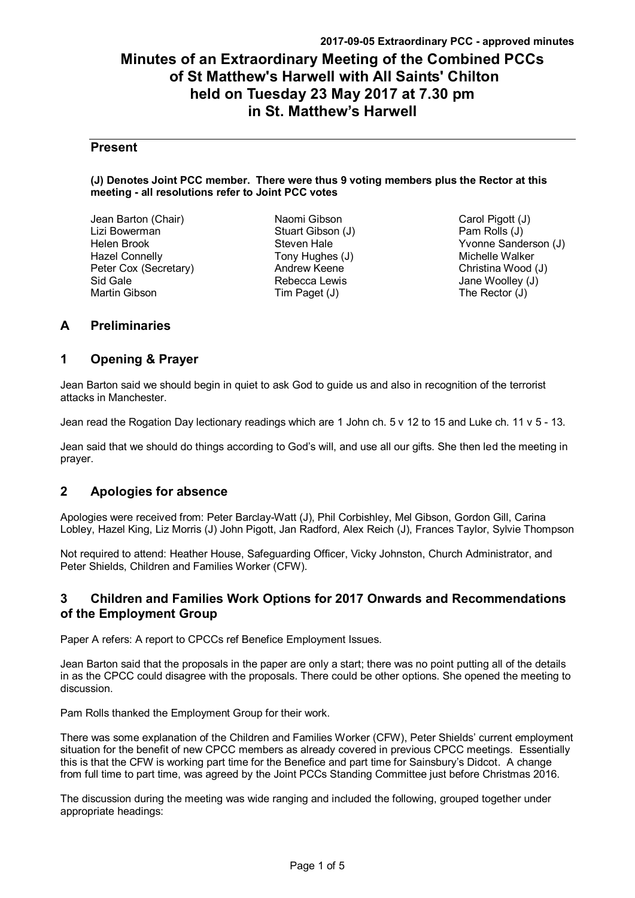# Minutes of an Extraordinary Meeting of the Combined PCCs of St Matthew's Harwell with All Saints' Chilton held on Tuesday 23 May 2017 at 7.30 pm in St. Matthew's Harwell

## Present

**(J) Denotes Joint PCC member. There were thus 9 voting members plus the Rector at this meeting - all resolutions refer to Joint PCC votes**

Jean Barton (Chair)
Lizi Bowerman
Helen Brook
Hazel Connelly
Peter Cox (Secretary)
Sid Gale
Martin Gibson
Naomi Gibson
Stuart Gibson (J)
Steven Hale
Tony Hughes (J)
Andrew Keene
Rebecca Lewis
Tim Paget (J)
Carol Pigott (J)
Pam Rolls (J)
Yvonne Sanderson (J)
Michelle Walker
Christina Wood (J)
Jane Woolley (J)
The Rector (J)

## A Preliminaries

## 1 Opening & Prayer

Jean Barton said we should begin in quiet to ask God to guide us and also in recognition of the terrorist attacks in Manchester.

Jean read the Rogation Day lectionary readings which are 1 John ch. 5 v 12 to 15 and Luke ch. 11 v 5 - 13.

Jean said that we should do things according to God's will, and use all our gifts. She then led the meeting in prayer.

## 2 Apologies for absence

Apologies were received from: Peter Barclay-Watt (J), Phil Corbishley, Mel Gibson, Gordon Gill, Carina Lobley, Hazel King, Liz Morris (J) John Pigott, Jan Radford, Alex Reich (J), Frances Taylor, Sylvie Thompson

Not required to attend: Heather House, Safeguarding Officer, Vicky Johnston, Church Administrator, and Peter Shields, Children and Families Worker (CFW).

## 3 Children and Families Work Options for 2017 Onwards and Recommendations of the Employment Group

Paper A refers: A report to CPCCs ref Benefice Employment Issues.

Jean Barton said that the proposals in the paper are only a start; there was no point putting all of the details in as the CPCC could disagree with the proposals. There could be other options. She opened the meeting to discussion.

Pam Rolls thanked the Employment Group for their work.

There was some explanation of the Children and Families Worker (CFW), Peter Shields' current employment situation for the benefit of new CPCC members as already covered in previous CPCC meetings. Essentially this is that the CFW is working part time for the Benefice and part time for Sainsbury's Didcot. A change from full time to part time, was agreed by the Joint PCCs Standing Committee just before Christmas 2016.

The discussion during the meeting was wide ranging and included the following, grouped together under appropriate headings: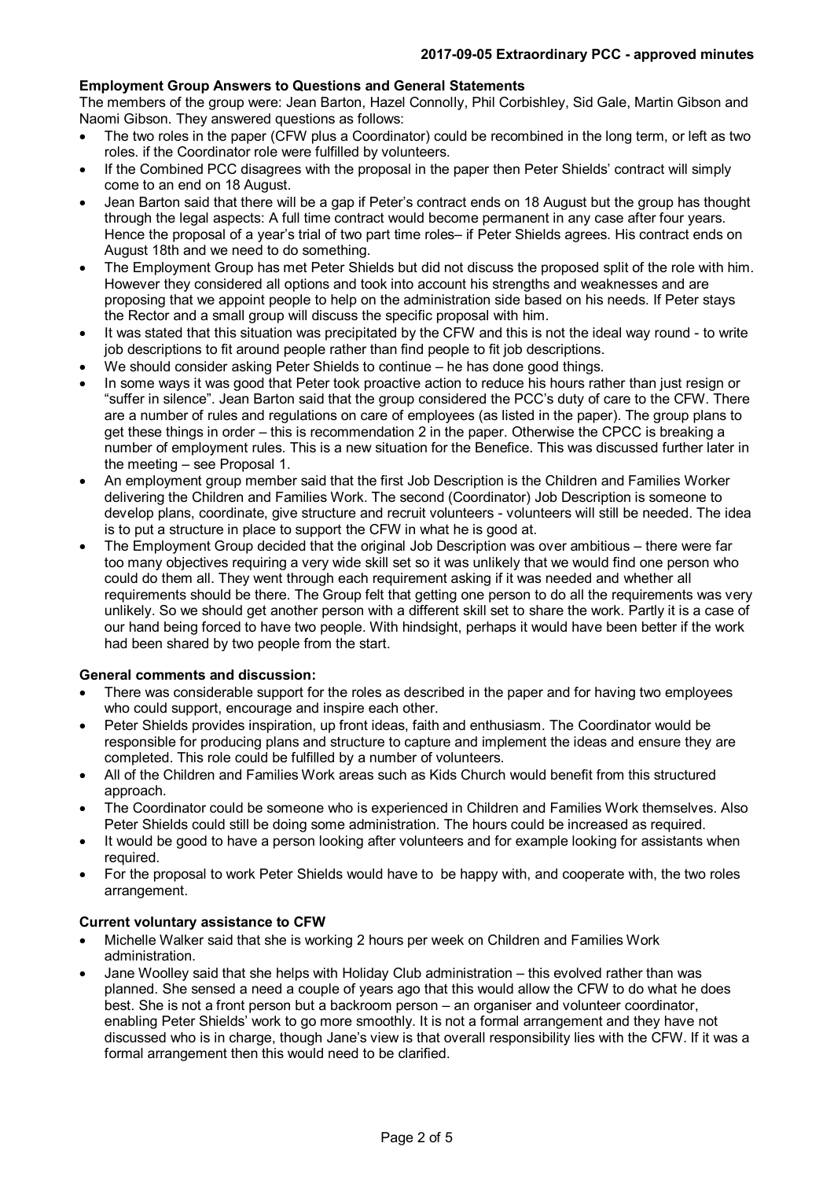**Employment Group Answers to Questions and General Statements**

The members of the group were: Jean Barton, Hazel Connolly, Phil Corbishley, Sid Gale, Martin Gibson and Naomi Gibson. They answered questions as follows:

- The two roles in the paper (CFW plus a Coordinator) could be recombined in the long term, or left as two roles. if the Coordinator role were fulfilled by volunteers.
- If the Combined PCC disagrees with the proposal in the paper then Peter Shields' contract will simply come to an end on 18 August.
- Jean Barton said that there will be a gap if Peter's contract ends on 18 August but the group has thought through the legal aspects: A full time contract would become permanent in any case after four years. Hence the proposal of a year's trial of two part time roles– if Peter Shields agrees. His contract ends on August 18th and we need to do something.
- The Employment Group has met Peter Shields but did not discuss the proposed split of the role with him. However they considered all options and took into account his strengths and weaknesses and are proposing that we appoint people to help on the administration side based on his needs. If Peter stays the Rector and a small group will discuss the specific proposal with him.
- It was stated that this situation was precipitated by the CFW and this is not the ideal way round - to write job descriptions to fit around people rather than find people to fit job descriptions.
- We should consider asking Peter Shields to continue – he has done good things.
- In some ways it was good that Peter took proactive action to reduce his hours rather than just resign or "suffer in silence". Jean Barton said that the group considered the PCC's duty of care to the CFW. There are a number of rules and regulations on care of employees (as listed in the paper). The group plans to get these things in order – this is recommendation 2 in the paper. Otherwise the CPCC is breaking a number of employment rules. This is a new situation for the Benefice. This was discussed further later in the meeting – see Proposal 1.
- An employment group member said that the first Job Description is the Children and Families Worker delivering the Children and Families Work. The second (Coordinator) Job Description is someone to develop plans, coordinate, give structure and recruit volunteers - volunteers will still be needed. The idea is to put a structure in place to support the CFW in what he is good at.
- The Employment Group decided that the original Job Description was over ambitious – there were far too many objectives requiring a very wide skill set so it was unlikely that we would find one person who could do them all. They went through each requirement asking if it was needed and whether all requirements should be there. The Group felt that getting one person to do all the requirements was very unlikely. So we should get another person with a different skill set to share the work. Partly it is a case of our hand being forced to have two people. With hindsight, perhaps it would have been better if the work had been shared by two people from the start.

**General comments and discussion:**

- There was considerable support for the roles as described in the paper and for having two employees who could support, encourage and inspire each other.
- Peter Shields provides inspiration, up front ideas, faith and enthusiasm. The Coordinator would be responsible for producing plans and structure to capture and implement the ideas and ensure they are completed. This role could be fulfilled by a number of volunteers.
- All of the Children and Families Work areas such as Kids Church would benefit from this structured approach.
- The Coordinator could be someone who is experienced in Children and Families Work themselves. Also Peter Shields could still be doing some administration. The hours could be increased as required.
- It would be good to have a person looking after volunteers and for example looking for assistants when required.
- For the proposal to work Peter Shields would have to be happy with, and cooperate with, the two roles arrangement.

**Current voluntary assistance to CFW**

- Michelle Walker said that she is working 2 hours per week on Children and Families Work administration.
- Jane Woolley said that she helps with Holiday Club administration – this evolved rather than was planned. She sensed a need a couple of years ago that this would allow the CFW to do what he does best. She is not a front person but a backroom person – an organiser and volunteer coordinator, enabling Peter Shields' work to go more smoothly. It is not a formal arrangement and they have not discussed who is in charge, though Jane's view is that overall responsibility lies with the CFW. If it was a formal arrangement then this would need to be clarified.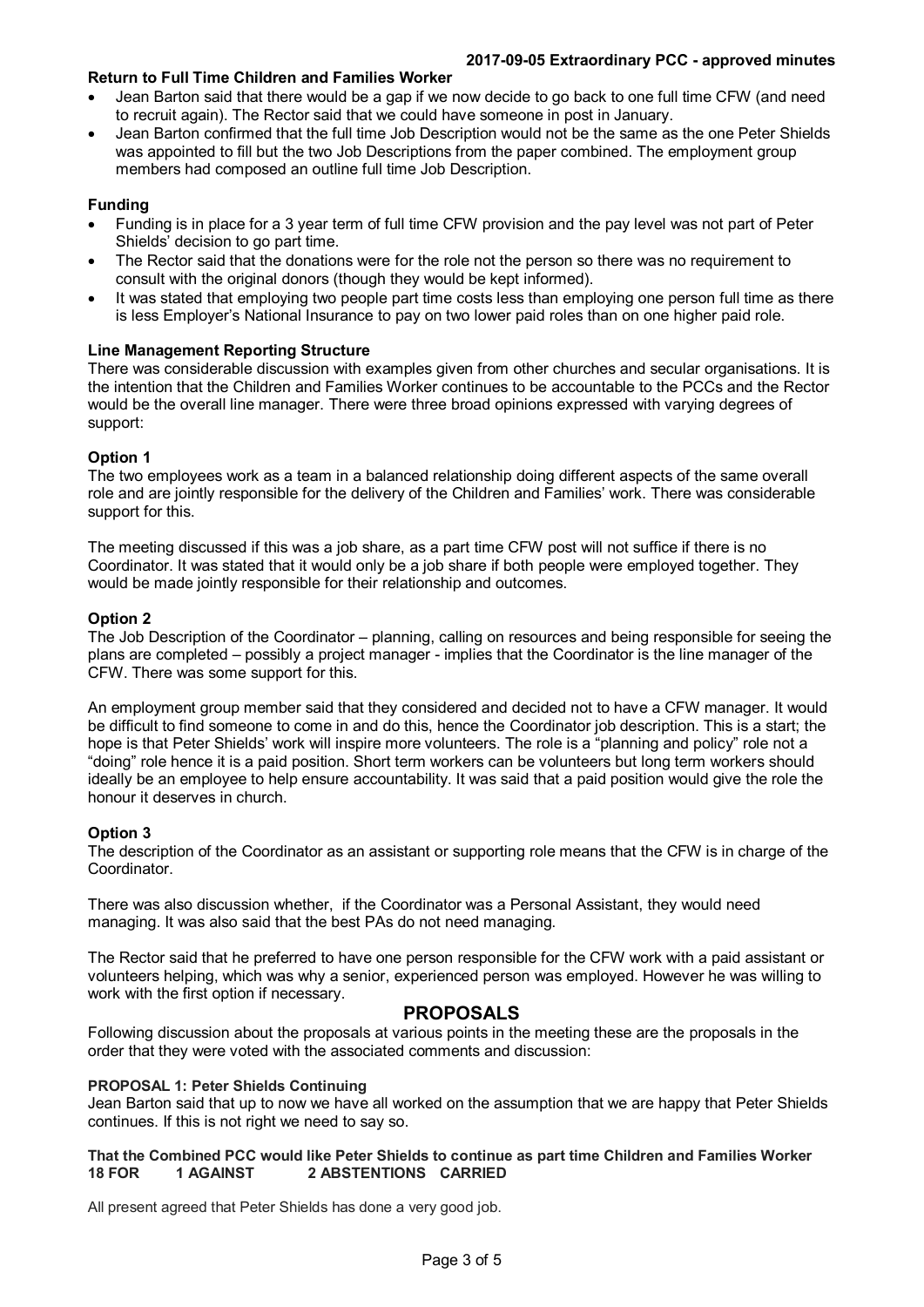**Return to Full Time Children and Families Worker**

- Jean Barton said that there would be a gap if we now decide to go back to one full time CFW (and need to recruit again). The Rector said that we could have someone in post in January.
- Jean Barton confirmed that the full time Job Description would not be the same as the one Peter Shields was appointed to fill but the two Job Descriptions from the paper combined. The employment group members had composed an outline full time Job Description.

**Funding**

- Funding is in place for a 3 year term of full time CFW provision and the pay level was not part of Peter Shields' decision to go part time.
- The Rector said that the donations were for the role not the person so there was no requirement to consult with the original donors (though they would be kept informed).
- It was stated that employing two people part time costs less than employing one person full time as there is less Employer's National Insurance to pay on two lower paid roles than on one higher paid role.

**Line Management Reporting Structure**

There was considerable discussion with examples given from other churches and secular organisations. It is the intention that the Children and Families Worker continues to be accountable to the PCCs and the Rector would be the overall line manager. There were three broad opinions expressed with varying degrees of support:

**Option 1**

The two employees work as a team in a balanced relationship doing different aspects of the same overall role and are jointly responsible for the delivery of the Children and Families' work. There was considerable support for this.

The meeting discussed if this was a job share, as a part time CFW post will not suffice if there is no Coordinator. It was stated that it would only be a job share if both people were employed together. They would be made jointly responsible for their relationship and outcomes.

**Option 2**

The Job Description of the Coordinator – planning, calling on resources and being responsible for seeing the plans are completed – possibly a project manager - implies that the Coordinator is the line manager of the CFW. There was some support for this.

An employment group member said that they considered and decided not to have a CFW manager. It would be difficult to find someone to come in and do this, hence the Coordinator job description. This is a start; the hope is that Peter Shields' work will inspire more volunteers. The role is a "planning and policy" role not a "doing" role hence it is a paid position. Short term workers can be volunteers but long term workers should ideally be an employee to help ensure accountability. It was said that a paid position would give the role the honour it deserves in church.

**Option 3**

The description of the Coordinator as an assistant or supporting role means that the CFW is in charge of the Coordinator.

There was also discussion whether, if the Coordinator was a Personal Assistant, they would need managing. It was also said that the best PAs do not need managing.

The Rector said that he preferred to have one person responsible for the CFW work with a paid assistant or volunteers helping, which was why a senior, experienced person was employed. However he was willing to work with the first option if necessary.

## PROPOSALS

Following discussion about the proposals at various points in the meeting these are the proposals in the order that they were voted with the associated comments and discussion:

**PROPOSAL 1: Peter Shields Continuing**

Jean Barton said that up to now we have all worked on the assumption that we are happy that Peter Shields continues. If this is not right we need to say so.

**That the Combined PCC would like Peter Shields to continue as part time Children and Families Worker**
**18 FOR 1 AGAINST 2 ABSTENTIONS CARRIED**

All present agreed that Peter Shields has done a very good job.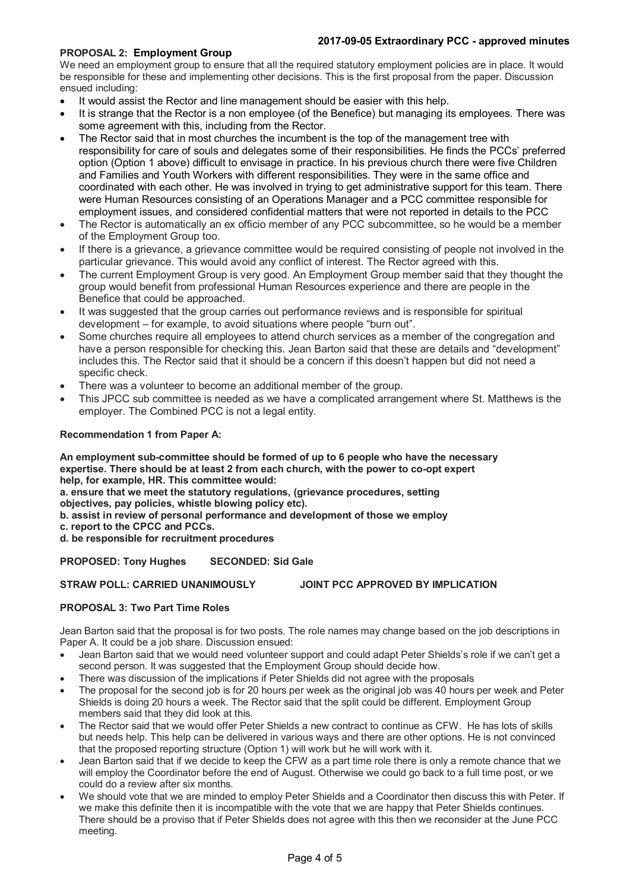**PROPOSAL 2: Employment Group**

We need an employment group to ensure that all the required statutory employment policies are in place. It would be responsible for these and implementing other decisions. This is the first proposal from the paper. Discussion ensued including:

- It would assist the Rector and line management should be easier with this help.
- It is strange that the Rector is a non employee (of the Benefice) but managing its employees. There was some agreement with this, including from the Rector.
- The Rector said that in most churches the incumbent is the top of the management tree with responsibility for care of souls and delegates some of their responsibilities. He finds the PCCs' preferred option (Option 1 above) difficult to envisage in practice. In his previous church there were five Children and Families and Youth Workers with different responsibilities. They were in the same office and coordinated with each other. He was involved in trying to get administrative support for this team. There were Human Resources consisting of an Operations Manager and a PCC committee responsible for employment issues, and considered confidential matters that were not reported in details to the PCC
- The Rector is automatically an ex officio member of any PCC subcommittee, so he would be a member of the Employment Group too.
- If there is a grievance, a grievance committee would be required consisting of people not involved in the particular grievance. This would avoid any conflict of interest. The Rector agreed with this.
- The current Employment Group is very good. An Employment Group member said that they thought the group would benefit from professional Human Resources experience and there are people in the Benefice that could be approached.
- It was suggested that the group carries out performance reviews and is responsible for spiritual development – for example, to avoid situations where people "burn out".
- Some churches require all employees to attend church services as a member of the congregation and have a person responsible for checking this. Jean Barton said that these are details and "development" includes this. The Rector said that it should be a concern if this doesn't happen but did not need a specific check.
- There was a volunteer to become an additional member of the group.
- This JPCC sub committee is needed as we have a complicated arrangement where St. Matthews is the employer. The Combined PCC is not a legal entity.

**Recommendation 1 from Paper A:**

**An employment sub-committee should be formed of up to 6 people who have the necessary expertise. There should be at least 2 from each church, with the power to co-opt expert help, for example, HR. This committee would:**
**a. ensure that we meet the statutory regulations, (grievance procedures, setting objectives, pay policies, whistle blowing policy etc).**
**b. assist in review of personal performance and development of those we employ**
**c. report to the CPCC and PCCs.**
**d. be responsible for recruitment procedures**

**PROPOSED: Tony Hughes SECONDED: Sid Gale**

**STRAW POLL: CARRIED UNANIMOUSLY JOINT PCC APPROVED BY IMPLICATION**

**PROPOSAL 3: Two Part Time Roles**

Jean Barton said that the proposal is for two posts. The role names may change based on the job descriptions in Paper A. It could be a job share. Discussion ensued:

- Jean Barton said that we would need volunteer support and could adapt Peter Shields's role if we can't get a second person. It was suggested that the Employment Group should decide how.
- There was discussion of the implications if Peter Shields did not agree with the proposals
- The proposal for the second job is for 20 hours per week as the original job was 40 hours per week and Peter Shields is doing 20 hours a week. The Rector said that the split could be different. Employment Group members said that they did look at this.
- The Rector said that we would offer Peter Shields a new contract to continue as CFW. He has lots of skills but needs help. This help can be delivered in various ways and there are other options. He is not convinced that the proposed reporting structure (Option 1) will work but he will work with it.
- Jean Barton said that if we decide to keep the CFW as a part time role there is only a remote chance that we will employ the Coordinator before the end of August. Otherwise we could go back to a full time post, or we could do a review after six months.
- We should vote that we are minded to employ Peter Shields and a Coordinator then discuss this with Peter. If we make this definite then it is incompatible with the vote that we are happy that Peter Shields continues. There should be a proviso that if Peter Shields does not agree with this then we reconsider at the June PCC meeting.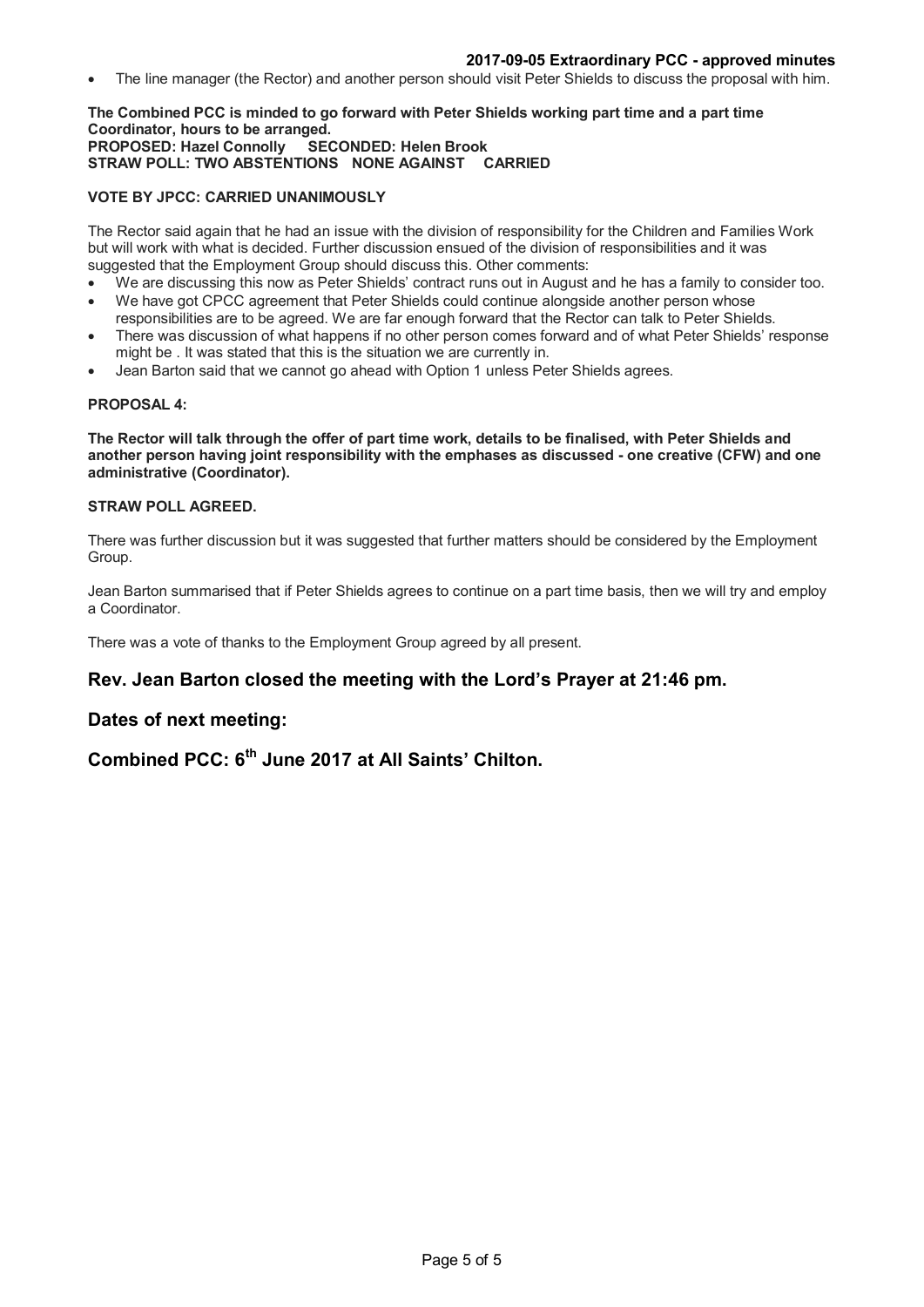- The line manager (the Rector) and another person should visit Peter Shields to discuss the proposal with him.

**The Combined PCC is minded to go forward with Peter Shields working part time and a part time Coordinator, hours to be arranged.**
**PROPOSED: Hazel Connolly SECONDED: Helen Brook**
**STRAW POLL: TWO ABSTENTIONS NONE AGAINST CARRIED**

**VOTE BY JPCC: CARRIED UNANIMOUSLY**

The Rector said again that he had an issue with the division of responsibility for the Children and Families Work but will work with what is decided. Further discussion ensued of the division of responsibilities and it was suggested that the Employment Group should discuss this. Other comments:

- We are discussing this now as Peter Shields' contract runs out in August and he has a family to consider too.
- We have got CPCC agreement that Peter Shields could continue alongside another person whose responsibilities are to be agreed. We are far enough forward that the Rector can talk to Peter Shields.
- There was discussion of what happens if no other person comes forward and of what Peter Shields' response might be . It was stated that this is the situation we are currently in.
- Jean Barton said that we cannot go ahead with Option 1 unless Peter Shields agrees.

**PROPOSAL 4:**

**The Rector will talk through the offer of part time work, details to be finalised, with Peter Shields and another person having joint responsibility with the emphases as discussed - one creative (CFW) and one administrative (Coordinator).**

**STRAW POLL AGREED.**

There was further discussion but it was suggested that further matters should be considered by the Employment Group.

Jean Barton summarised that if Peter Shields agrees to continue on a part time basis, then we will try and employ a Coordinator.

There was a vote of thanks to the Employment Group agreed by all present.

## Rev. Jean Barton closed the meeting with the Lord's Prayer at 21:46 pm.

## Dates of next meeting:

## Combined PCC: 6th June 2017 at All Saints' Chilton.